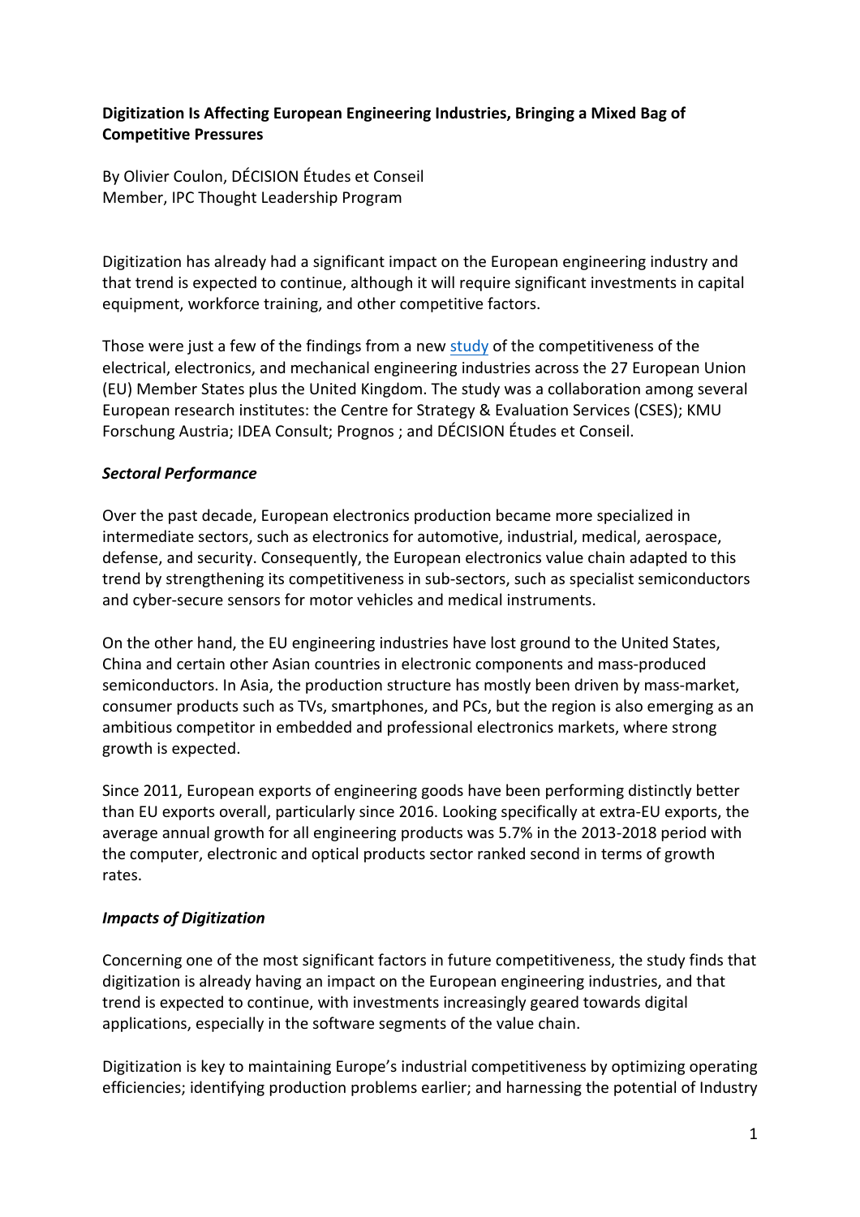**Digitization Is Affecting European Engineering Industries, Bringing a Mixed Bag of Competitive Pressures**

By Olivier Coulon, DÉCISION Études et Conseil
Member, IPC Thought Leadership Program

Digitization has already had a significant impact on the European engineering industry and that trend is expected to continue, although it will require significant investments in capital equipment, workforce training, and other competitive factors.

Those were just a few of the findings from a new study of the competitiveness of the electrical, electronics, and mechanical engineering industries across the 27 European Union (EU) Member States plus the United Kingdom. The study was a collaboration among several European research institutes: the Centre for Strategy & Evaluation Services (CSES); KMU Forschung Austria; IDEA Consult; Prognos ; and DÉCISION Études et Conseil.

***Sectoral Performance***

Over the past decade, European electronics production became more specialized in intermediate sectors, such as electronics for automotive, industrial, medical, aerospace, defense, and security. Consequently, the European electronics value chain adapted to this trend by strengthening its competitiveness in sub-sectors, such as specialist semiconductors and cyber-secure sensors for motor vehicles and medical instruments.

On the other hand, the EU engineering industries have lost ground to the United States, China and certain other Asian countries in electronic components and mass-produced semiconductors. In Asia, the production structure has mostly been driven by mass-market, consumer products such as TVs, smartphones, and PCs, but the region is also emerging as an ambitious competitor in embedded and professional electronics markets, where strong growth is expected.

Since 2011, European exports of engineering goods have been performing distinctly better than EU exports overall, particularly since 2016. Looking specifically at extra-EU exports, the average annual growth for all engineering products was 5.7% in the 2013-2018 period with the computer, electronic and optical products sector ranked second in terms of growth rates.

***Impacts of Digitization***

Concerning one of the most significant factors in future competitiveness, the study finds that digitization is already having an impact on the European engineering industries, and that trend is expected to continue, with investments increasingly geared towards digital applications, especially in the software segments of the value chain.

Digitization is key to maintaining Europe's industrial competitiveness by optimizing operating efficiencies; identifying production problems earlier; and harnessing the potential of Industry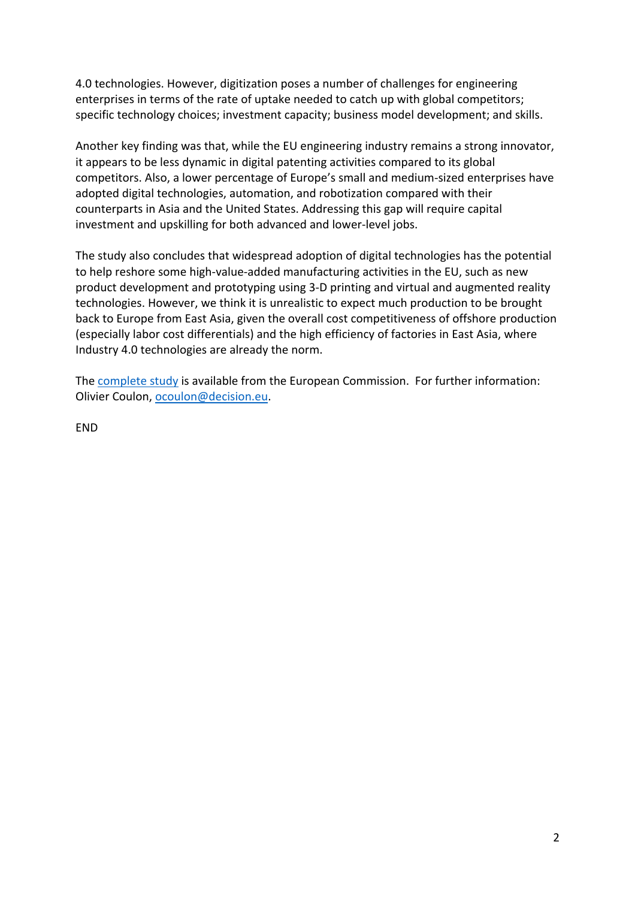4.0 technologies. However, digitization poses a number of challenges for engineering enterprises in terms of the rate of uptake needed to catch up with global competitors; specific technology choices; investment capacity; business model development; and skills.

Another key finding was that, while the EU engineering industry remains a strong innovator, it appears to be less dynamic in digital patenting activities compared to its global competitors. Also, a lower percentage of Europe's small and medium-sized enterprises have adopted digital technologies, automation, and robotization compared with their counterparts in Asia and the United States. Addressing this gap will require capital investment and upskilling for both advanced and lower-level jobs.

The study also concludes that widespread adoption of digital technologies has the potential to help reshore some high-value-added manufacturing activities in the EU, such as new product development and prototyping using 3-D printing and virtual and augmented reality technologies. However, we think it is unrealistic to expect much production to be brought back to Europe from East Asia, given the overall cost competitiveness of offshore production (especially labor cost differentials) and the high efficiency of factories in East Asia, where Industry 4.0 technologies are already the norm.

The complete study is available from the European Commission. For further information: Olivier Coulon, ocoulon@decision.eu.

END